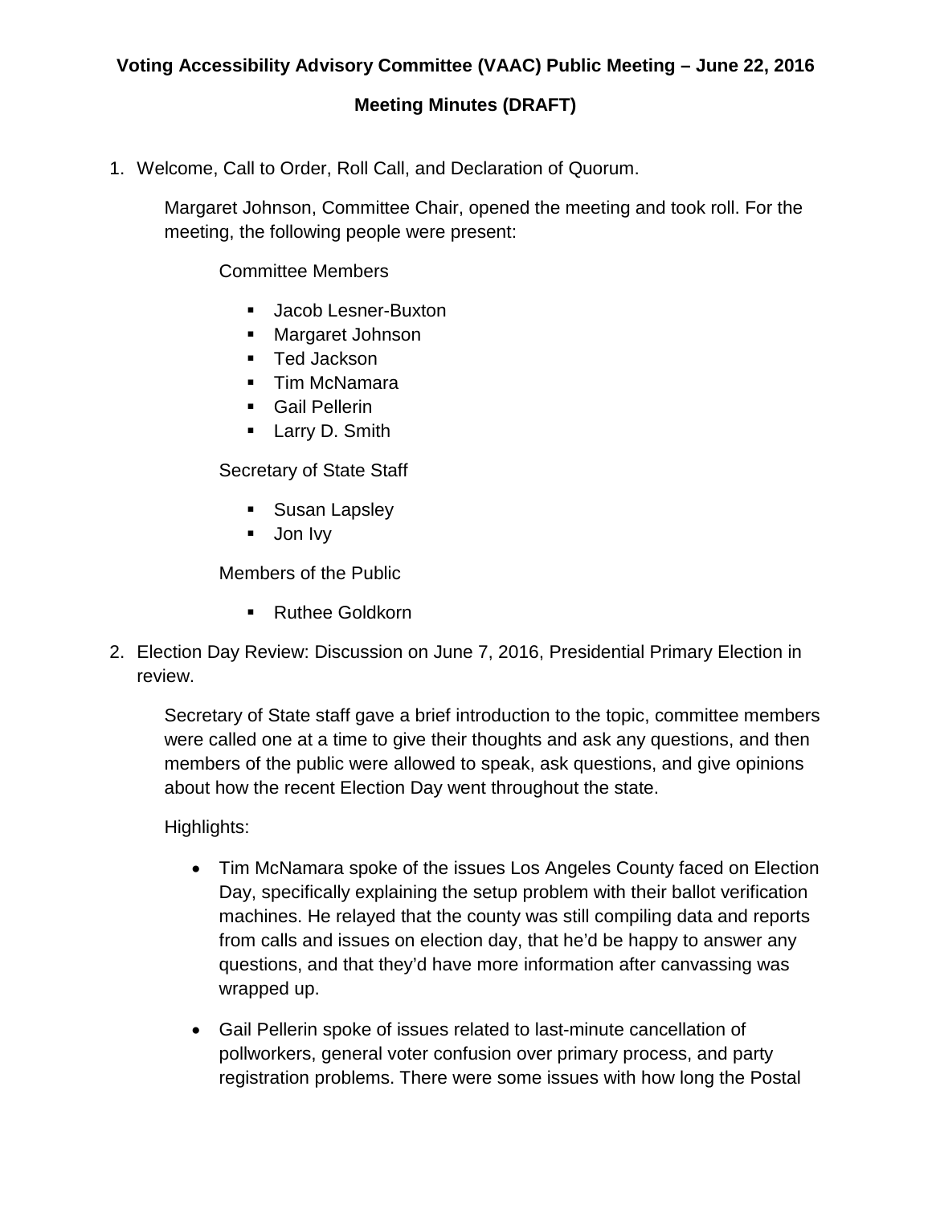**Voting Accessibility Advisory Committee (VAAC) Public Meeting – June 22, 2016**

**Meeting Minutes (DRAFT)**

1. Welcome, Call to Order, Roll Call, and Declaration of Quorum.

   Margaret Johnson, Committee Chair, opened the meeting and took roll. For the meeting, the following people were present:

   Committee Members

   - Jacob Lesner-Buxton
   - Margaret Johnson
   - Ted Jackson
   - Tim McNamara
   - Gail Pellerin
   - Larry D. Smith

   Secretary of State Staff

   - Susan Lapsley
   - Jon Ivy

   Members of the Public

   - Ruthee Goldkorn

2. Election Day Review: Discussion on June 7, 2016, Presidential Primary Election in review.

   Secretary of State staff gave a brief introduction to the topic, committee members were called one at a time to give their thoughts and ask any questions, and then members of the public were allowed to speak, ask questions, and give opinions about how the recent Election Day went throughout the state.

   Highlights:

   - Tim McNamara spoke of the issues Los Angeles County faced on Election Day, specifically explaining the setup problem with their ballot verification machines. He relayed that the county was still compiling data and reports from calls and issues on election day, that he'd be happy to answer any questions, and that they'd have more information after canvassing was wrapped up.

   - Gail Pellerin spoke of issues related to last-minute cancellation of pollworkers, general voter confusion over primary process, and party registration problems. There were some issues with how long the Postal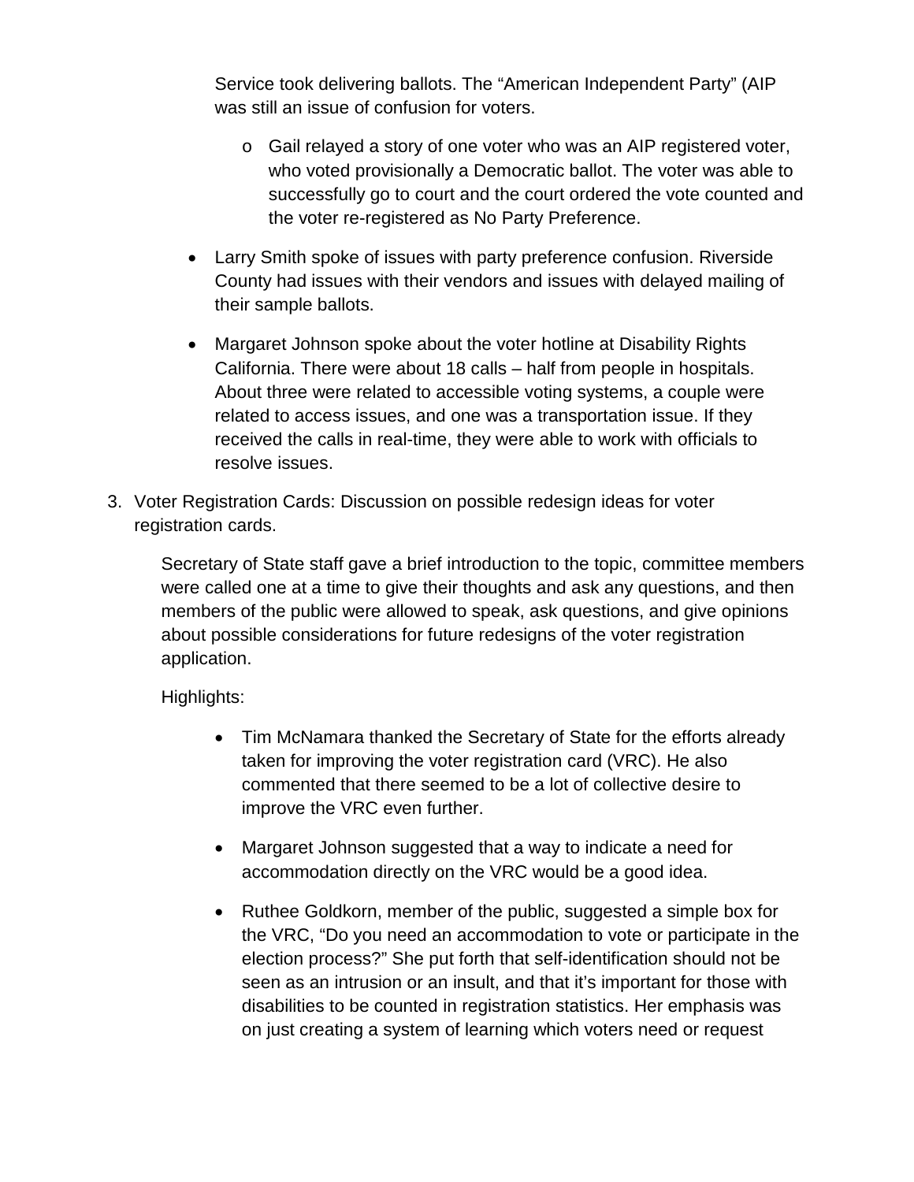Service took delivering ballots. The "American Independent Party" (AIP was still an issue of confusion for voters.

  - Gail relayed a story of one voter who was an AIP registered voter, who voted provisionally a Democratic ballot. The voter was able to successfully go to court and the court ordered the vote counted and the voter re-registered as No Party Preference.

- Larry Smith spoke of issues with party preference confusion. Riverside County had issues with their vendors and issues with delayed mailing of their sample ballots.

- Margaret Johnson spoke about the voter hotline at Disability Rights California. There were about 18 calls – half from people in hospitals. About three were related to accessible voting systems, a couple were related to access issues, and one was a transportation issue. If they received the calls in real-time, they were able to work with officials to resolve issues.

3. Voter Registration Cards: Discussion on possible redesign ideas for voter registration cards.

   Secretary of State staff gave a brief introduction to the topic, committee members were called one at a time to give their thoughts and ask any questions, and then members of the public were allowed to speak, ask questions, and give opinions about possible considerations for future redesigns of the voter registration application.

   Highlights:

   - Tim McNamara thanked the Secretary of State for the efforts already taken for improving the voter registration card (VRC). He also commented that there seemed to be a lot of collective desire to improve the VRC even further.

   - Margaret Johnson suggested that a way to indicate a need for accommodation directly on the VRC would be a good idea.

   - Ruthee Goldkorn, member of the public, suggested a simple box for the VRC, "Do you need an accommodation to vote or participate in the election process?" She put forth that self-identification should not be seen as an intrusion or an insult, and that it's important for those with disabilities to be counted in registration statistics. Her emphasis was on just creating a system of learning which voters need or request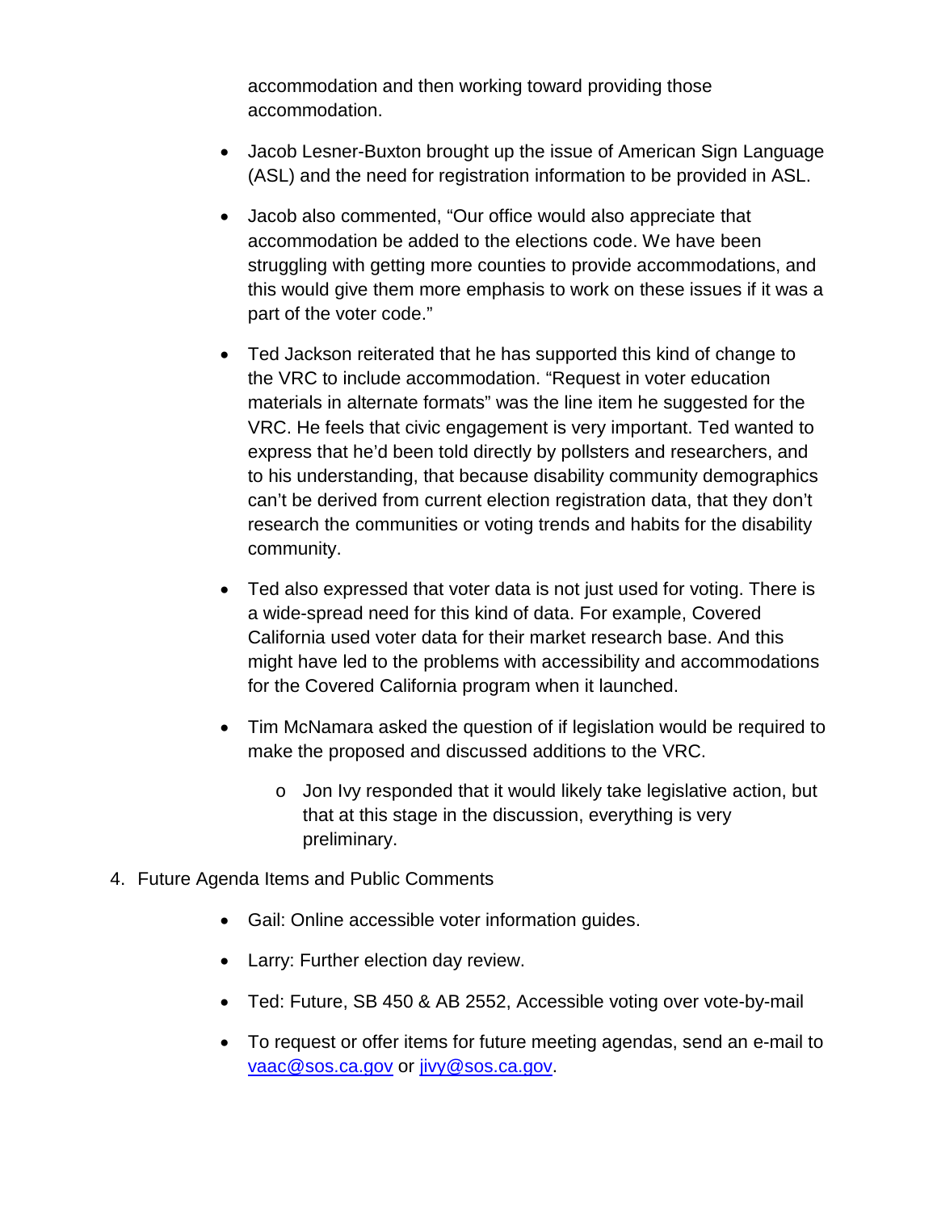accommodation and then working toward providing those accommodation.

- Jacob Lesner-Buxton brought up the issue of American Sign Language (ASL) and the need for registration information to be provided in ASL.

- Jacob also commented, “Our office would also appreciate that accommodation be added to the elections code. We have been struggling with getting more counties to provide accommodations, and this would give them more emphasis to work on these issues if it was a part of the voter code.”

- Ted Jackson reiterated that he has supported this kind of change to the VRC to include accommodation. “Request in voter education materials in alternate formats” was the line item he suggested for the VRC. He feels that civic engagement is very important. Ted wanted to express that he’d been told directly by pollsters and researchers, and to his understanding, that because disability community demographics can’t be derived from current election registration data, that they don’t research the communities or voting trends and habits for the disability community.

- Ted also expressed that voter data is not just used for voting. There is a wide-spread need for this kind of data. For example, Covered California used voter data for their market research base. And this might have led to the problems with accessibility and accommodations for the Covered California program when it launched.

- Tim McNamara asked the question of if legislation would be required to make the proposed and discussed additions to the VRC.
    - Jon Ivy responded that it would likely take legislative action, but that at this stage in the discussion, everything is very preliminary.

4. Future Agenda Items and Public Comments

    - Gail: Online accessible voter information guides.
    - Larry: Further election day review.
    - Ted: Future, SB 450 & AB 2552, Accessible voting over vote-by-mail
    - To request or offer items for future meeting agendas, send an e-mail to vaac@sos.ca.gov or jivy@sos.ca.gov.